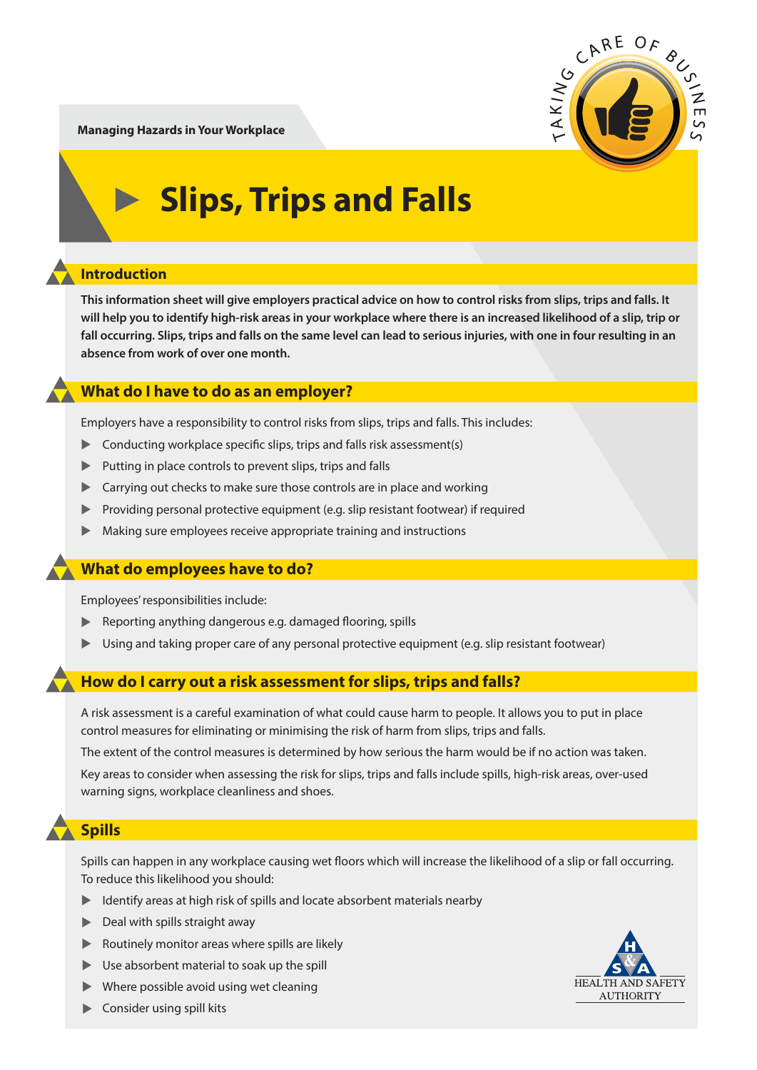Managing Hazards in Your Workplace

# Slips, Trips and Falls

## Introduction

**This information sheet will give employers practical advice on how to control risks from slips, trips and falls. It will help you to identify high-risk areas in your workplace where there is an increased likelihood of a slip, trip or fall occurring. Slips, trips and falls on the same level can lead to serious injuries, with one in four resulting in an absence from work of over one month.**

## What do I have to do as an employer?

Employers have a responsibility to control risks from slips, trips and falls. This includes:

- Conducting workplace specific slips, trips and falls risk assessment(s)
- Putting in place controls to prevent slips, trips and falls
- Carrying out checks to make sure those controls are in place and working
- Providing personal protective equipment (e.g. slip resistant footwear) if required
- Making sure employees receive appropriate training and instructions

## What do employees have to do?

Employees' responsibilities include:

- Reporting anything dangerous e.g. damaged flooring, spills
- Using and taking proper care of any personal protective equipment (e.g. slip resistant footwear)

## How do I carry out a risk assessment for slips, trips and falls?

A risk assessment is a careful examination of what could cause harm to people. It allows you to put in place control measures for eliminating or minimising the risk of harm from slips, trips and falls.

The extent of the control measures is determined by how serious the harm would be if no action was taken.

Key areas to consider when assessing the risk for slips, trips and falls include spills, high-risk areas, over-used warning signs, workplace cleanliness and shoes.

## Spills

Spills can happen in any workplace causing wet floors which will increase the likelihood of a slip or fall occurring. To reduce this likelihood you should:

- Identify areas at high risk of spills and locate absorbent materials nearby
- Deal with spills straight away
- Routinely monitor areas where spills are likely
- Use absorbent material to soak up the spill
- Where possible avoid using wet cleaning
- Consider using spill kits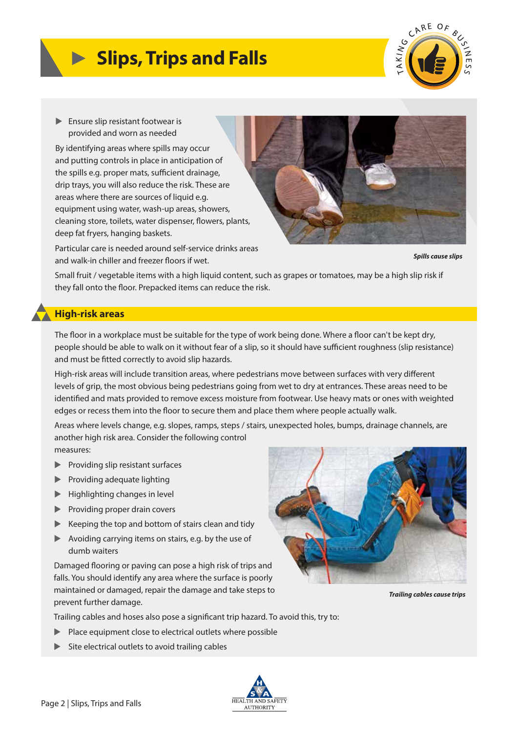# Slips, Trips and Falls

- Ensure slip resistant footwear is provided and worn as needed

By identifying areas where spills may occur and putting controls in place in anticipation of the spills e.g. proper mats, sufficient drainage, drip trays, you will also reduce the risk. These are areas where there are sources of liquid e.g. equipment using water, wash-up areas, showers, cleaning store, toilets, water dispenser, flowers, plants, deep fat fryers, hanging baskets.

Particular care is needed around self-service drinks areas and walk-in chiller and freezer floors if wet.

*Spills cause slips*

Small fruit / vegetable items with a high liquid content, such as grapes or tomatoes, may be a high slip risk if they fall onto the floor. Prepacked items can reduce the risk.

## High-risk areas

The floor in a workplace must be suitable for the type of work being done. Where a floor can't be kept dry, people should be able to walk on it without fear of a slip, so it should have sufficient roughness (slip resistance) and must be fitted correctly to avoid slip hazards.

High-risk areas will include transition areas, where pedestrians move between surfaces with very different levels of grip, the most obvious being pedestrians going from wet to dry at entrances. These areas need to be identified and mats provided to remove excess moisture from footwear. Use heavy mats or ones with weighted edges or recess them into the floor to secure them and place them where people actually walk.

Areas where levels change, e.g. slopes, ramps, steps / stairs, unexpected holes, bumps, drainage channels, are another high risk area. Consider the following control measures:

- Providing slip resistant surfaces
- Providing adequate lighting
- Highlighting changes in level
- Providing proper drain covers
- Keeping the top and bottom of stairs clean and tidy
- Avoiding carrying items on stairs, e.g. by the use of dumb waiters

Damaged flooring or paving can pose a high risk of trips and falls. You should identify any area where the surface is poorly maintained or damaged, repair the damage and take steps to prevent further damage.

*Trailing cables cause trips*

Trailing cables and hoses also pose a significant trip hazard. To avoid this, try to:

- Place equipment close to electrical outlets where possible
- Site electrical outlets to avoid trailing cables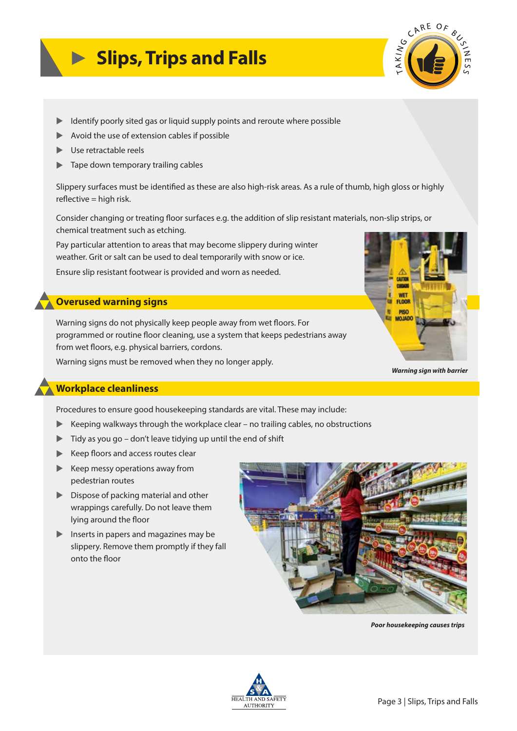# Slips, Trips and Falls

- Identify poorly sited gas or liquid supply points and reroute where possible
- Avoid the use of extension cables if possible
- Use retractable reels
- Tape down temporary trailing cables

Slippery surfaces must be identified as these are also high-risk areas. As a rule of thumb, high gloss or highly reflective = high risk.

Consider changing or treating floor surfaces e.g. the addition of slip resistant materials, non-slip strips, or chemical treatment such as etching.

Pay particular attention to areas that may become slippery during winter weather. Grit or salt can be used to deal temporarily with snow or ice.

Ensure slip resistant footwear is provided and worn as needed.

## Overused warning signs

Warning signs do not physically keep people away from wet floors. For programmed or routine floor cleaning, use a system that keeps pedestrians away from wet floors, e.g. physical barriers, cordons.

Warning signs must be removed when they no longer apply.

***Warning sign with barrier***

## Workplace cleanliness

Procedures to ensure good housekeeping standards are vital. These may include:

- Keeping walkways through the workplace clear – no trailing cables, no obstructions
- Tidy as you go – don't leave tidying up until the end of shift
- Keep floors and access routes clear
- Keep messy operations away from pedestrian routes
- Dispose of packing material and other wrappings carefully. Do not leave them lying around the floor
- Inserts in papers and magazines may be slippery. Remove them promptly if they fall onto the floor

***Poor housekeeping causes trips***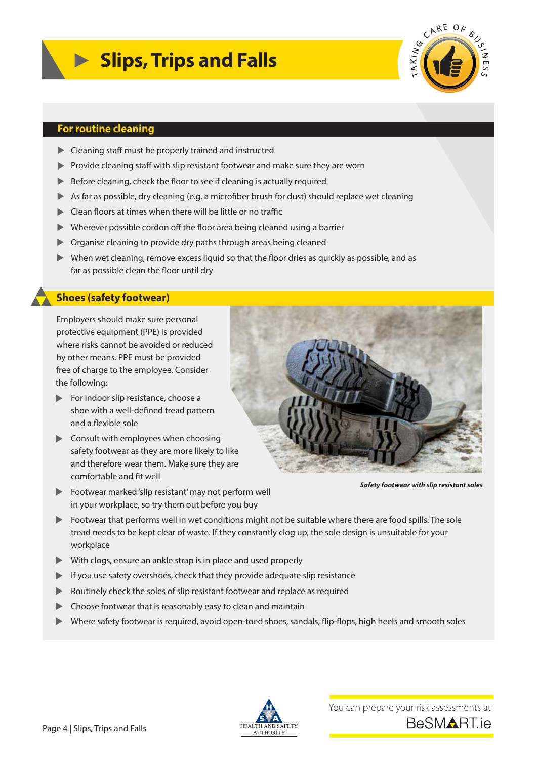# Slips, Trips and Falls

## For routine cleaning

- Cleaning staff must be properly trained and instructed
- Provide cleaning staff with slip resistant footwear and make sure they are worn
- Before cleaning, check the floor to see if cleaning is actually required
- As far as possible, dry cleaning (e.g. a microfiber brush for dust) should replace wet cleaning
- Clean floors at times when there will be little or no traffic
- Wherever possible cordon off the floor area being cleaned using a barrier
- Organise cleaning to provide dry paths through areas being cleaned
- When wet cleaning, remove excess liquid so that the floor dries as quickly as possible, and as far as possible clean the floor until dry

## Shoes (safety footwear)

Employers should make sure personal protective equipment (PPE) is provided where risks cannot be avoided or reduced by other means. PPE must be provided free of charge to the employee. Consider the following:

- For indoor slip resistance, choose a shoe with a well-defined tread pattern and a flexible sole
- Consult with employees when choosing safety footwear as they are more likely to like and therefore wear them. Make sure they are comfortable and fit well
- Footwear marked 'slip resistant' may not perform well in your workplace, so try them out before you buy
- Footwear that performs well in wet conditions might not be suitable where there are food spills. The sole tread needs to be kept clear of waste. If they constantly clog up, the sole design is unsuitable for your workplace
- With clogs, ensure an ankle strap is in place and used properly
- If you use safety overshoes, check that they provide adequate slip resistance
- Routinely check the soles of slip resistant footwear and replace as required
- Choose footwear that is reasonably easy to clean and maintain
- Where safety footwear is required, avoid open-toed shoes, sandals, flip-flops, high heels and smooth soles

***Safety footwear with slip resistant soles***

You can prepare your risk assessments at BeSMART.ie